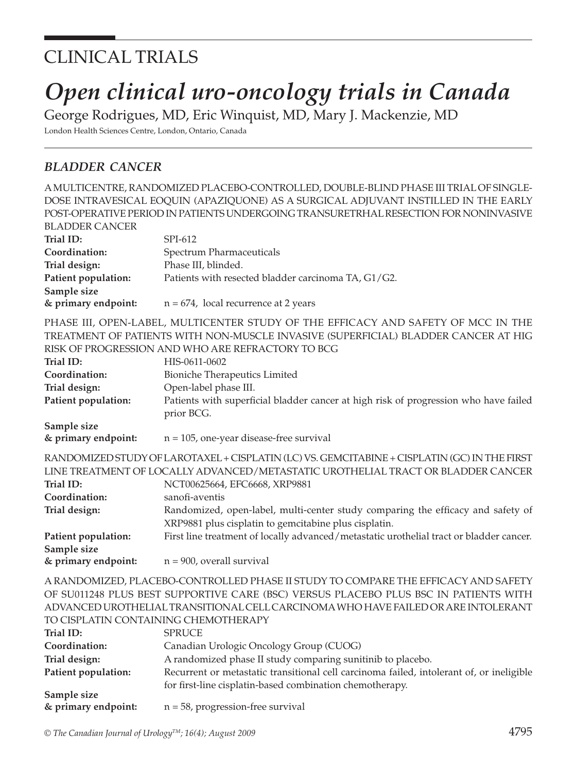# CLINICAL TRIALS

# *Open clinical uro-oncology trials in Canada*

George Rodrigues, MD, Eric Winquist, MD, Mary J. Mackenzie, MD

London Health Sciences Centre, London, Ontario, Canada

## *BLADDER CANCER*

A MULTICENTRE, RANDOMIZED PLACEBO-CONTROLLED, DOUBLE-BLIND PHASE III TRIAL OF SINGLE-DOSE INTRAVESICAL EOQUIN (APAZIQUONE) AS A SURGICAL ADJUVANT INSTILLED IN THE EARLY POST-OPERATIVE PERIOD IN PATIENTS UNDERGOING TRANSURETRHAL RESECTION FOR NONINVASIVE BLADDER CANCER

**Trial ID:** SPI-612
**Coordination:** Spectrum Pharmaceuticals
**Trial design:** Phase III, blinded.
**Patient population:** Patients with resected bladder carcinoma TA, G1/G2.
**Sample size & primary endpoint:** n = 674, local recurrence at 2 years

PHASE III, OPEN-LABEL, MULTICENTER STUDY OF THE EFFICACY AND SAFETY OF MCC IN THE TREATMENT OF PATIENTS WITH NON-MUSCLE INVASIVE (SUPERFICIAL) BLADDER CANCER AT HIG RISK OF PROGRESSION AND WHO ARE REFRACTORY TO BCG

**Trial ID:** HIS-0611-0602
**Coordination:** Bioniche Therapeutics Limited
**Trial design:** Open-label phase III.
**Patient population:** Patients with superficial bladder cancer at high risk of progression who have failed prior BCG.
**Sample size & primary endpoint:** n = 105, one-year disease-free survival

RANDOMIZED STUDY OF LAROTAXEL + CISPLATIN (LC) VS. GEMCITABINE + CISPLATIN (GC) IN THE FIRST LINE TREATMENT OF LOCALLY ADVANCED/METASTATIC UROTHELIAL TRACT OR BLADDER CANCER

**Trial ID:** NCT00625664, EFC6668, XRP9881
**Coordination:** sanofi-aventis
**Trial design:** Randomized, open-label, multi-center study comparing the efficacy and safety of XRP9881 plus cisplatin to gemcitabine plus cisplatin.
**Patient population:** First line treatment of locally advanced/metastatic urothelial tract or bladder cancer.
**Sample size & primary endpoint:** n = 900, overall survival

A RANDOMIZED, PLACEBO-CONTROLLED PHASE II STUDY TO COMPARE THE EFFICACY AND SAFETY OF SU011248 PLUS BEST SUPPORTIVE CARE (BSC) VERSUS PLACEBO PLUS BSC IN PATIENTS WITH ADVANCED UROTHELIAL TRANSITIONAL CELL CARCINOMA WHO HAVE FAILED OR ARE INTOLERANT TO CISPLATIN CONTAINING CHEMOTHERAPY

**Trial ID:** SPRUCE
**Coordination:** Canadian Urologic Oncology Group (CUOG)
**Trial design:** A randomized phase II study comparing sunitinib to placebo.
**Patient population:** Recurrent or metastatic transitional cell carcinoma failed, intolerant of, or ineligible for first-line cisplatin-based combination chemotherapy.
**Sample size & primary endpoint:** n = 58, progression-free survival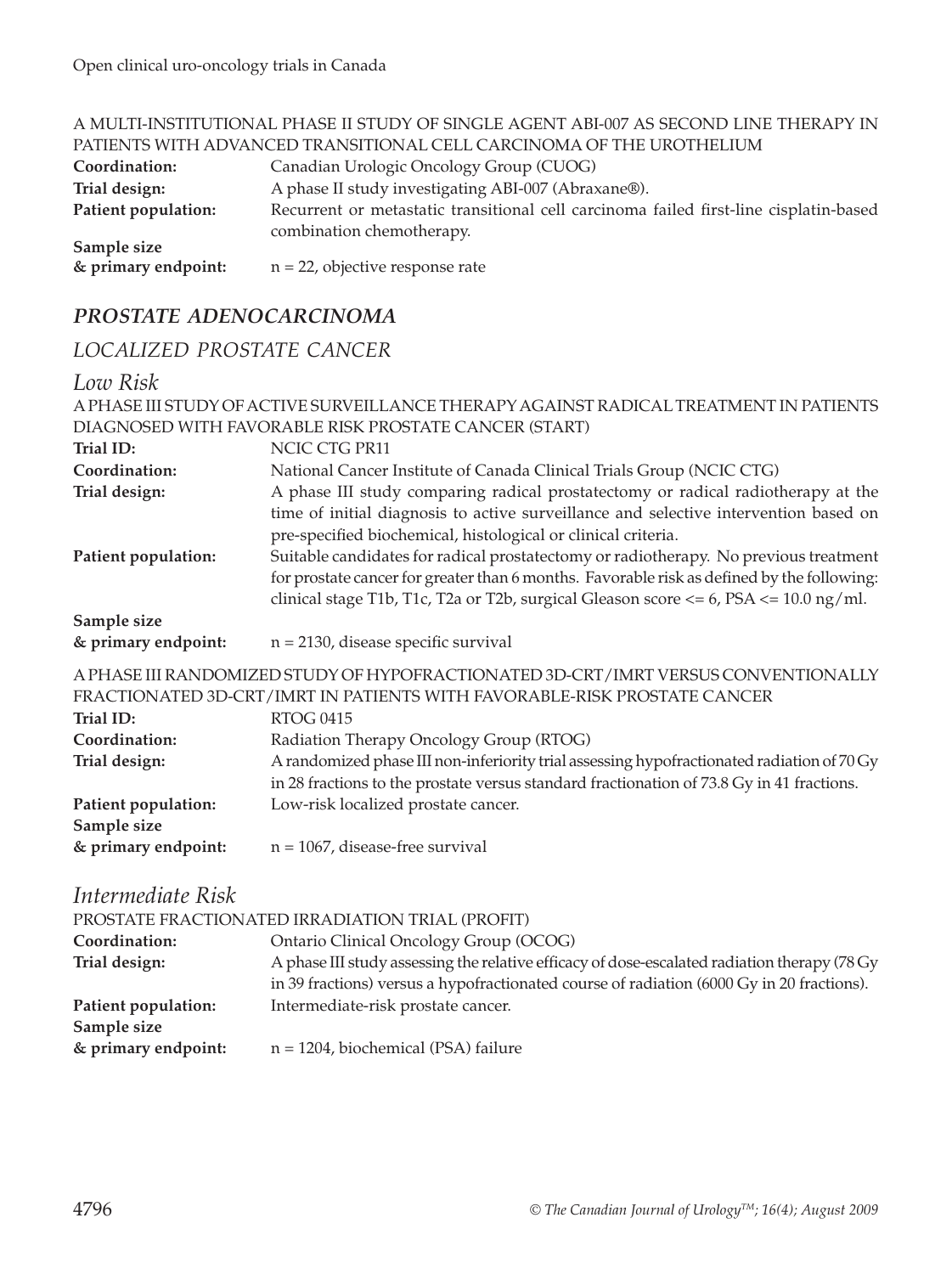A MULTI-INSTITUTIONAL PHASE II STUDY OF SINGLE AGENT ABI-007 AS SECOND LINE THERAPY IN PATIENTS WITH ADVANCED TRANSITIONAL CELL CARCINOMA OF THE UROTHELIUM

**Coordination:** Canadian Urologic Oncology Group (CUOG)

**Trial design:** A phase II study investigating ABI-007 (Abraxane®).

**Patient population:** Recurrent or metastatic transitional cell carcinoma failed first-line cisplatin-based combination chemotherapy.

**Sample size & primary endpoint:** n = 22, objective response rate

## *PROSTATE ADENOCARCINOMA*

### *LOCALIZED PROSTATE CANCER*

#### *Low Risk*

A PHASE III STUDY OF ACTIVE SURVEILLANCE THERAPY AGAINST RADICAL TREATMENT IN PATIENTS DIAGNOSED WITH FAVORABLE RISK PROSTATE CANCER (START)

**Trial ID:** NCIC CTG PR11

**Coordination:** National Cancer Institute of Canada Clinical Trials Group (NCIC CTG)

**Trial design:** A phase III study comparing radical prostatectomy or radical radiotherapy at the time of initial diagnosis to active surveillance and selective intervention based on pre-specified biochemical, histological or clinical criteria.

**Patient population:** Suitable candidates for radical prostatectomy or radiotherapy. No previous treatment for prostate cancer for greater than 6 months. Favorable risk as defined by the following: clinical stage T1b, T1c, T2a or T2b, surgical Gleason score <= 6, PSA <= 10.0 ng/ml.

**Sample size & primary endpoint:** n = 2130, disease specific survival

A PHASE III RANDOMIZED STUDY OF HYPOFRACTIONATED 3D-CRT/IMRT VERSUS CONVENTIONALLY FRACTIONATED 3D-CRT/IMRT IN PATIENTS WITH FAVORABLE-RISK PROSTATE CANCER

**Trial ID:** RTOG 0415

**Coordination:** Radiation Therapy Oncology Group (RTOG)

**Trial design:** A randomized phase III non-inferiority trial assessing hypofractionated radiation of 70 Gy in 28 fractions to the prostate versus standard fractionation of 73.8 Gy in 41 fractions.

**Patient population:** Low-risk localized prostate cancer.

**Sample size & primary endpoint:** n = 1067, disease-free survival

#### *Intermediate Risk*

PROSTATE FRACTIONATED IRRADIATION TRIAL (PROFIT)

**Coordination:** Ontario Clinical Oncology Group (OCOG)

**Trial design:** A phase III study assessing the relative efficacy of dose-escalated radiation therapy (78 Gy in 39 fractions) versus a hypofractionated course of radiation (6000 Gy in 20 fractions).

**Patient population:** Intermediate-risk prostate cancer.

**Sample size & primary endpoint:** n = 1204, biochemical (PSA) failure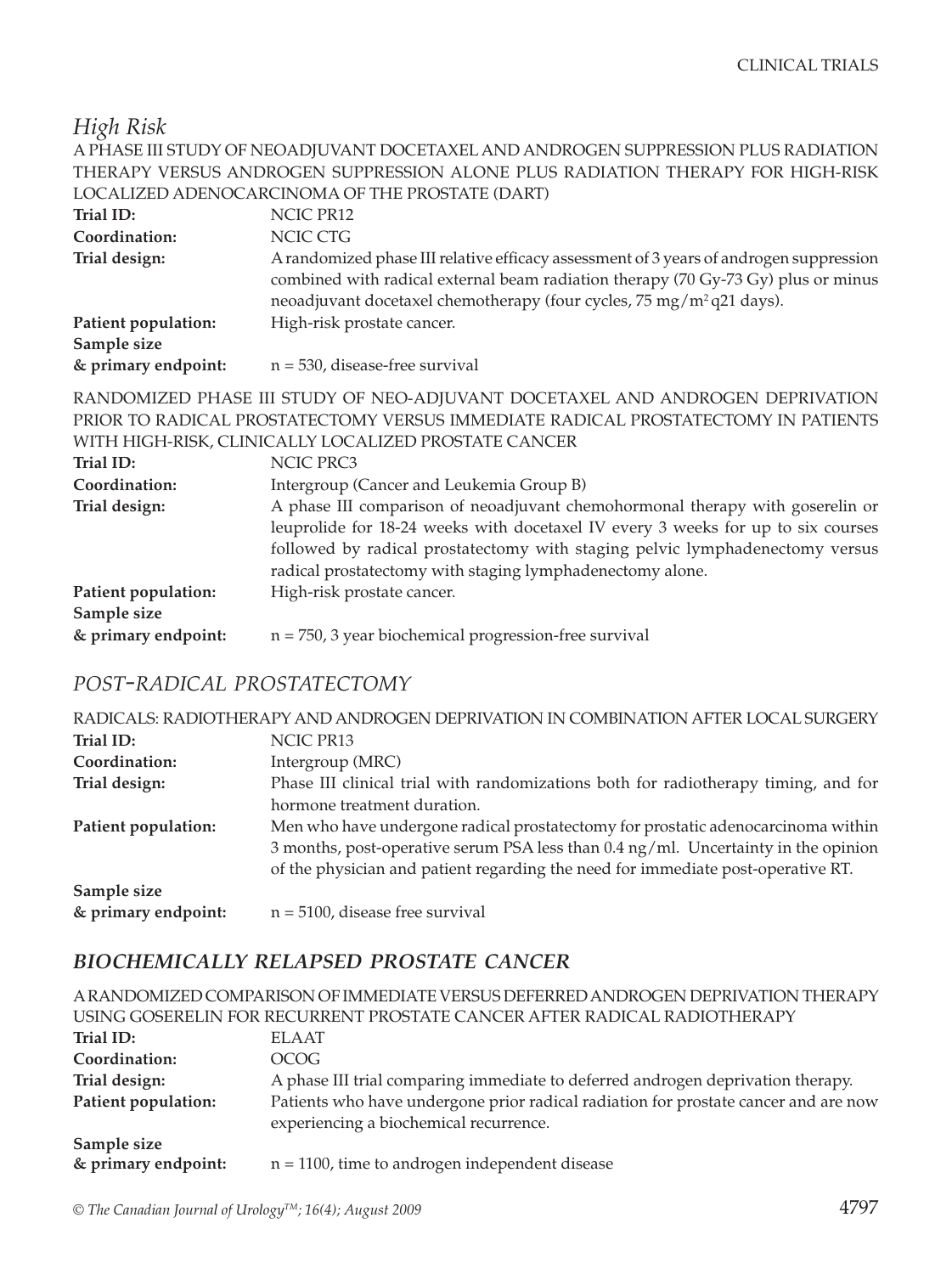## *High Risk*

A PHASE III STUDY OF NEOADJUVANT DOCETAXEL AND ANDROGEN SUPPRESSION PLUS RADIATION THERAPY VERSUS ANDROGEN SUPPRESSION ALONE PLUS RADIATION THERAPY FOR HIGH-RISK LOCALIZED ADENOCARCINOMA OF THE PROSTATE (DART)

**Trial ID:** NCIC PR12

**Coordination:** NCIC CTG

**Trial design:** A randomized phase III relative efficacy assessment of 3 years of androgen suppression combined with radical external beam radiation therapy (70 Gy-73 Gy) plus or minus neoadjuvant docetaxel chemotherapy (four cycles, 75 mg/m$^2$ q21 days).

**Patient population:** High-risk prostate cancer.

**Sample size & primary endpoint:** n = 530, disease-free survival

RANDOMIZED PHASE III STUDY OF NEO-ADJUVANT DOCETAXEL AND ANDROGEN DEPRIVATION PRIOR TO RADICAL PROSTATECTOMY VERSUS IMMEDIATE RADICAL PROSTATECTOMY IN PATIENTS WITH HIGH-RISK, CLINICALLY LOCALIZED PROSTATE CANCER

**Trial ID:** NCIC PRC3

**Coordination:** Intergroup (Cancer and Leukemia Group B)

**Trial design:** A phase III comparison of neoadjuvant chemohormonal therapy with goserelin or leuprolide for 18-24 weeks with docetaxel IV every 3 weeks for up to six courses followed by radical prostatectomy with staging pelvic lymphadenectomy versus radical prostatectomy with staging lymphadenectomy alone.

**Patient population:** High-risk prostate cancer.

**Sample size & primary endpoint:** n = 750, 3 year biochemical progression-free survival

## *POST-RADICAL PROSTATECTOMY*

RADICALS: RADIOTHERAPY AND ANDROGEN DEPRIVATION IN COMBINATION AFTER LOCAL SURGERY

**Trial ID:** NCIC PR13

**Coordination:** Intergroup (MRC)

**Trial design:** Phase III clinical trial with randomizations both for radiotherapy timing, and for hormone treatment duration.

**Patient population:** Men who have undergone radical prostatectomy for prostatic adenocarcinoma within 3 months, post-operative serum PSA less than 0.4 ng/ml. Uncertainty in the opinion of the physician and patient regarding the need for immediate post-operative RT.

**Sample size & primary endpoint:** n = 5100, disease free survival

## ***BIOCHEMICALLY RELAPSED PROSTATE CANCER***

A RANDOMIZED COMPARISON OF IMMEDIATE VERSUS DEFERRED ANDROGEN DEPRIVATION THERAPY USING GOSERELIN FOR RECURRENT PROSTATE CANCER AFTER RADICAL RADIOTHERAPY

**Trial ID:** ELAAT

**Coordination:** OCOG

**Trial design:** A phase III trial comparing immediate to deferred androgen deprivation therapy.

**Patient population:** Patients who have undergone prior radical radiation for prostate cancer and are now experiencing a biochemical recurrence.

**Sample size & primary endpoint:** n = 1100, time to androgen independent disease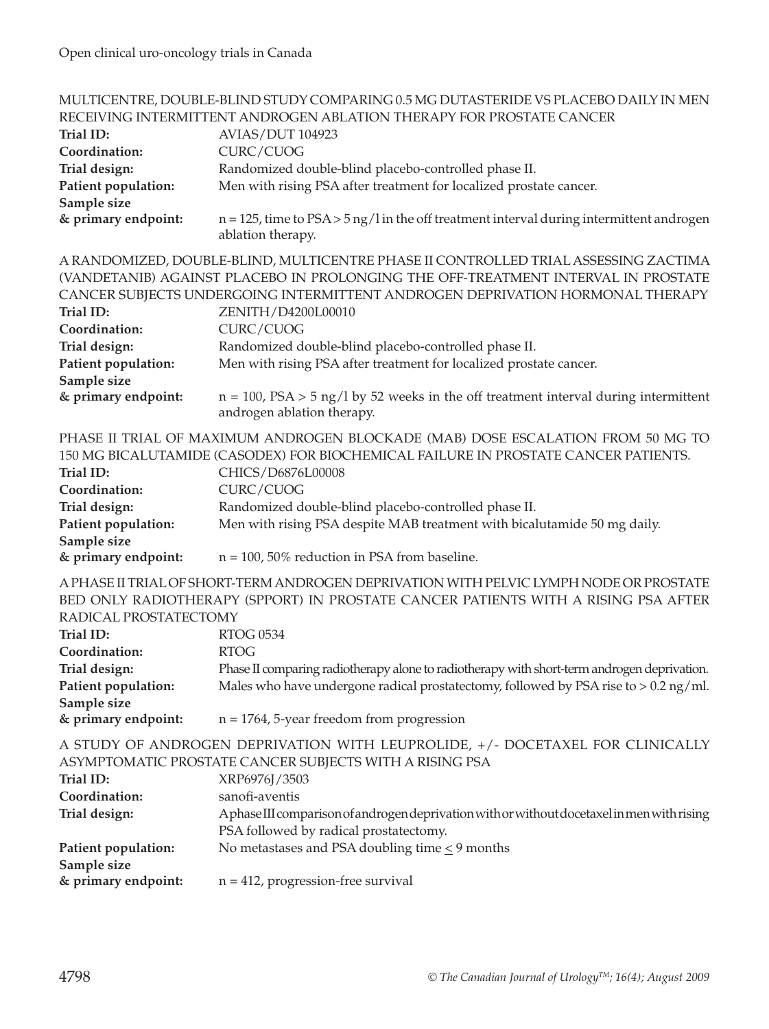MULTICENTRE, DOUBLE-BLIND STUDY COMPARING 0.5 MG DUTASTERIDE VS PLACEBO DAILY IN MEN RECEIVING INTERMITTENT ANDROGEN ABLATION THERAPY FOR PROSTATE CANCER

**Trial ID:** AVIAS/DUT 104923
**Coordination:** CURC/CUOG
**Trial design:** Randomized double-blind placebo-controlled phase II.
**Patient population:** Men with rising PSA after treatment for localized prostate cancer.
**Sample size & primary endpoint:** n = 125, time to PSA > 5 ng/l in the off treatment interval during intermittent androgen ablation therapy.

A RANDOMIZED, DOUBLE-BLIND, MULTICENTRE PHASE II CONTROLLED TRIAL ASSESSING ZACTIMA (VANDETANIB) AGAINST PLACEBO IN PROLONGING THE OFF-TREATMENT INTERVAL IN PROSTATE CANCER SUBJECTS UNDERGOING INTERMITTENT ANDROGEN DEPRIVATION HORMONAL THERAPY

**Trial ID:** ZENITH/D4200L00010
**Coordination:** CURC/CUOG
**Trial design:** Randomized double-blind placebo-controlled phase II.
**Patient population:** Men with rising PSA after treatment for localized prostate cancer.
**Sample size & primary endpoint:** n = 100, PSA > 5 ng/l by 52 weeks in the off treatment interval during intermittent androgen ablation therapy.

PHASE II TRIAL OF MAXIMUM ANDROGEN BLOCKADE (MAB) DOSE ESCALATION FROM 50 MG TO 150 MG BICALUTAMIDE (CASODEX) FOR BIOCHEMICAL FAILURE IN PROSTATE CANCER PATIENTS.

**Trial ID:** CHICS/D6876L00008
**Coordination:** CURC/CUOG
**Trial design:** Randomized double-blind placebo-controlled phase II.
**Patient population:** Men with rising PSA despite MAB treatment with bicalutamide 50 mg daily.
**Sample size & primary endpoint:** n = 100, 50% reduction in PSA from baseline.

A PHASE II TRIAL OF SHORT-TERM ANDROGEN DEPRIVATION WITH PELVIC LYMPH NODE OR PROSTATE BED ONLY RADIOTHERAPY (SPPORT) IN PROSTATE CANCER PATIENTS WITH A RISING PSA AFTER RADICAL PROSTATECTOMY

**Trial ID:** RTOG 0534
**Coordination:** RTOG
**Trial design:** Phase II comparing radiotherapy alone to radiotherapy with short-term androgen deprivation.
**Patient population:** Males who have undergone radical prostatectomy, followed by PSA rise to > 0.2 ng/ml.
**Sample size & primary endpoint:** n = 1764, 5-year freedom from progression

A STUDY OF ANDROGEN DEPRIVATION WITH LEUPROLIDE, +/- DOCETAXEL FOR CLINICALLY ASYMPTOMATIC PROSTATE CANCER SUBJECTS WITH A RISING PSA

**Trial ID:** XRP6976J/3503
**Coordination:** sanofi-aventis
**Trial design:** A phase III comparison of androgen deprivation with or without docetaxel in men with rising PSA followed by radical prostatectomy.
**Patient population:** No metastases and PSA doubling time ≤ 9 months
**Sample size & primary endpoint:** n = 412, progression-free survival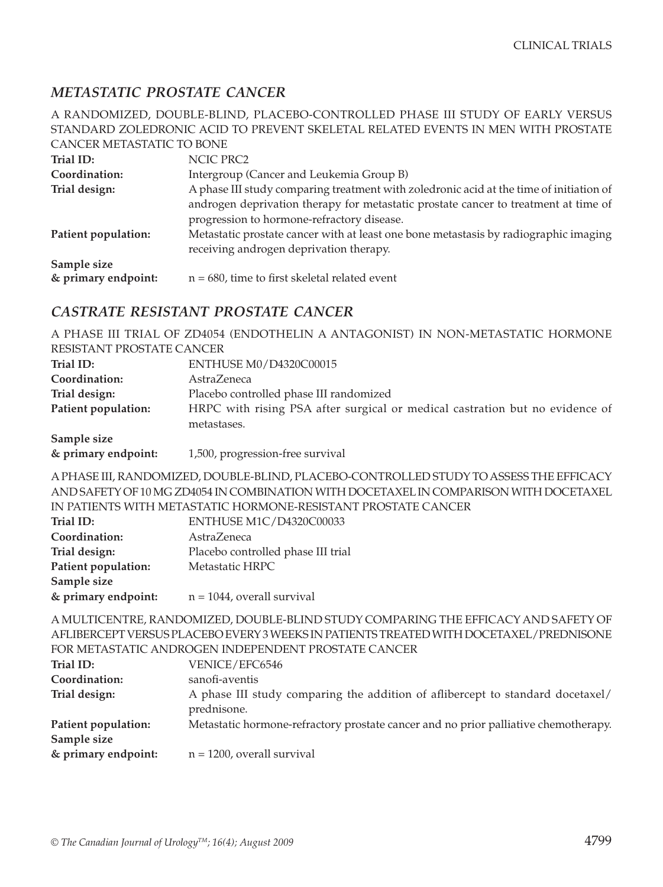## *METASTATIC PROSTATE CANCER*

A RANDOMIZED, DOUBLE-BLIND, PLACEBO-CONTROLLED PHASE III STUDY OF EARLY VERSUS STANDARD ZOLEDRONIC ACID TO PREVENT SKELETAL RELATED EVENTS IN MEN WITH PROSTATE CANCER METASTATIC TO BONE

**Trial ID:** NCIC PRC2

**Coordination:** Intergroup (Cancer and Leukemia Group B)

**Trial design:** A phase III study comparing treatment with zoledronic acid at the time of initiation of androgen deprivation therapy for metastatic prostate cancer to treatment at time of progression to hormone-refractory disease.

**Patient population:** Metastatic prostate cancer with at least one bone metastasis by radiographic imaging receiving androgen deprivation therapy.

**Sample size & primary endpoint:** n = 680, time to first skeletal related event

## *CASTRATE RESISTANT PROSTATE CANCER*

A PHASE III TRIAL OF ZD4054 (ENDOTHELIN A ANTAGONIST) IN NON-METASTATIC HORMONE RESISTANT PROSTATE CANCER

**Trial ID:** ENTHUSE M0/D4320C00015

**Coordination:** AstraZeneca

**Trial design:** Placebo controlled phase III randomized

**Patient population:** HRPC with rising PSA after surgical or medical castration but no evidence of metastases.

**Sample size & primary endpoint:** 1,500, progression-free survival

A PHASE III, RANDOMIZED, DOUBLE-BLIND, PLACEBO-CONTROLLED STUDY TO ASSESS THE EFFICACY AND SAFETY OF 10 MG ZD4054 IN COMBINATION WITH DOCETAXEL IN COMPARISON WITH DOCETAXEL IN PATIENTS WITH METASTATIC HORMONE-RESISTANT PROSTATE CANCER

**Trial ID:** ENTHUSE M1C/D4320C00033

**Coordination:** AstraZeneca

**Trial design:** Placebo controlled phase III trial

**Patient population:** Metastatic HRPC

**Sample size & primary endpoint:** n = 1044, overall survival

A MULTICENTRE, RANDOMIZED, DOUBLE-BLIND STUDY COMPARING THE EFFICACY AND SAFETY OF AFLIBERCEPT VERSUS PLACEBO EVERY 3 WEEKS IN PATIENTS TREATED WITH DOCETAXEL/PREDNISONE FOR METASTATIC ANDROGEN INDEPENDENT PROSTATE CANCER

**Trial ID:** VENICE/EFC6546

**Coordination:** sanofi-aventis

**Trial design:** A phase III study comparing the addition of aflibercept to standard docetaxel/prednisone.

**Patient population:** Metastatic hormone-refractory prostate cancer and no prior palliative chemotherapy.

**Sample size & primary endpoint:** n = 1200, overall survival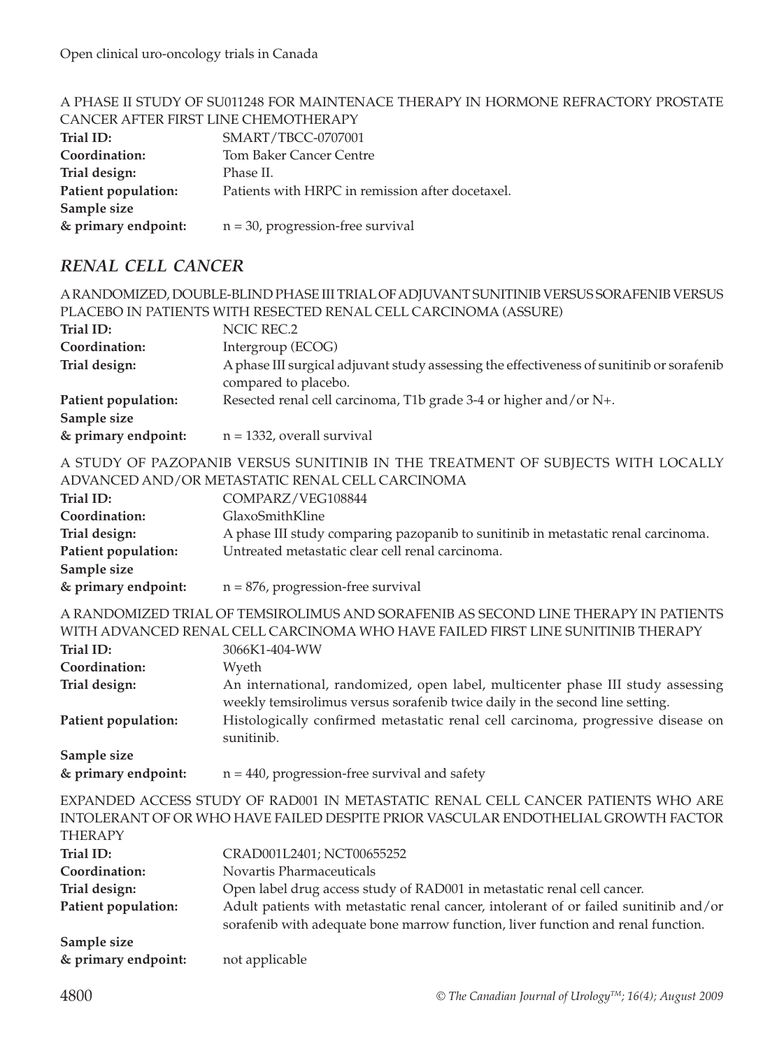A PHASE II STUDY OF SU011248 FOR MAINTENACE THERAPY IN HORMONE REFRACTORY PROSTATE CANCER AFTER FIRST LINE CHEMOTHERAPY

**Trial ID:** SMART/TBCC-0707001
**Coordination:** Tom Baker Cancer Centre
**Trial design:** Phase II.
**Patient population:** Patients with HRPC in remission after docetaxel.
**Sample size & primary endpoint:** n = 30, progression-free survival

## *RENAL CELL CANCER*

A RANDOMIZED, DOUBLE-BLIND PHASE III TRIAL OF ADJUVANT SUNITINIB VERSUS SORAFENIB VERSUS PLACEBO IN PATIENTS WITH RESECTED RENAL CELL CARCINOMA (ASSURE)

**Trial ID:** NCIC REC.2
**Coordination:** Intergroup (ECOG)
**Trial design:** A phase III surgical adjuvant study assessing the effectiveness of sunitinib or sorafenib compared to placebo.
**Patient population:** Resected renal cell carcinoma, T1b grade 3-4 or higher and/or N+.
**Sample size & primary endpoint:** n = 1332, overall survival

A STUDY OF PAZOPANIB VERSUS SUNITINIB IN THE TREATMENT OF SUBJECTS WITH LOCALLY ADVANCED AND/OR METASTATIC RENAL CELL CARCINOMA

**Trial ID:** COMPARZ/VEG108844
**Coordination:** GlaxoSmithKline
**Trial design:** A phase III study comparing pazopanib to sunitinib in metastatic renal carcinoma.
**Patient population:** Untreated metastatic clear cell renal carcinoma.
**Sample size & primary endpoint:** n = 876, progression-free survival

A RANDOMIZED TRIAL OF TEMSIROLIMUS AND SORAFENIB AS SECOND LINE THERAPY IN PATIENTS WITH ADVANCED RENAL CELL CARCINOMA WHO HAVE FAILED FIRST LINE SUNITINIB THERAPY

**Trial ID:** 3066K1-404-WW
**Coordination:** Wyeth
**Trial design:** An international, randomized, open label, multicenter phase III study assessing weekly temsirolimus versus sorafenib twice daily in the second line setting.
**Patient population:** Histologically confirmed metastatic renal cell carcinoma, progressive disease on sunitinib.
**Sample size & primary endpoint:** n = 440, progression-free survival and safety

EXPANDED ACCESS STUDY OF RAD001 IN METASTATIC RENAL CELL CANCER PATIENTS WHO ARE INTOLERANT OF OR WHO HAVE FAILED DESPITE PRIOR VASCULAR ENDOTHELIAL GROWTH FACTOR THERAPY

**Trial ID:** CRAD001L2401; NCT00655252
**Coordination:** Novartis Pharmaceuticals
**Trial design:** Open label drug access study of RAD001 in metastatic renal cell cancer.
**Patient population:** Adult patients with metastatic renal cancer, intolerant of or failed sunitinib and/or sorafenib with adequate bone marrow function, liver function and renal function.
**Sample size & primary endpoint:** not applicable